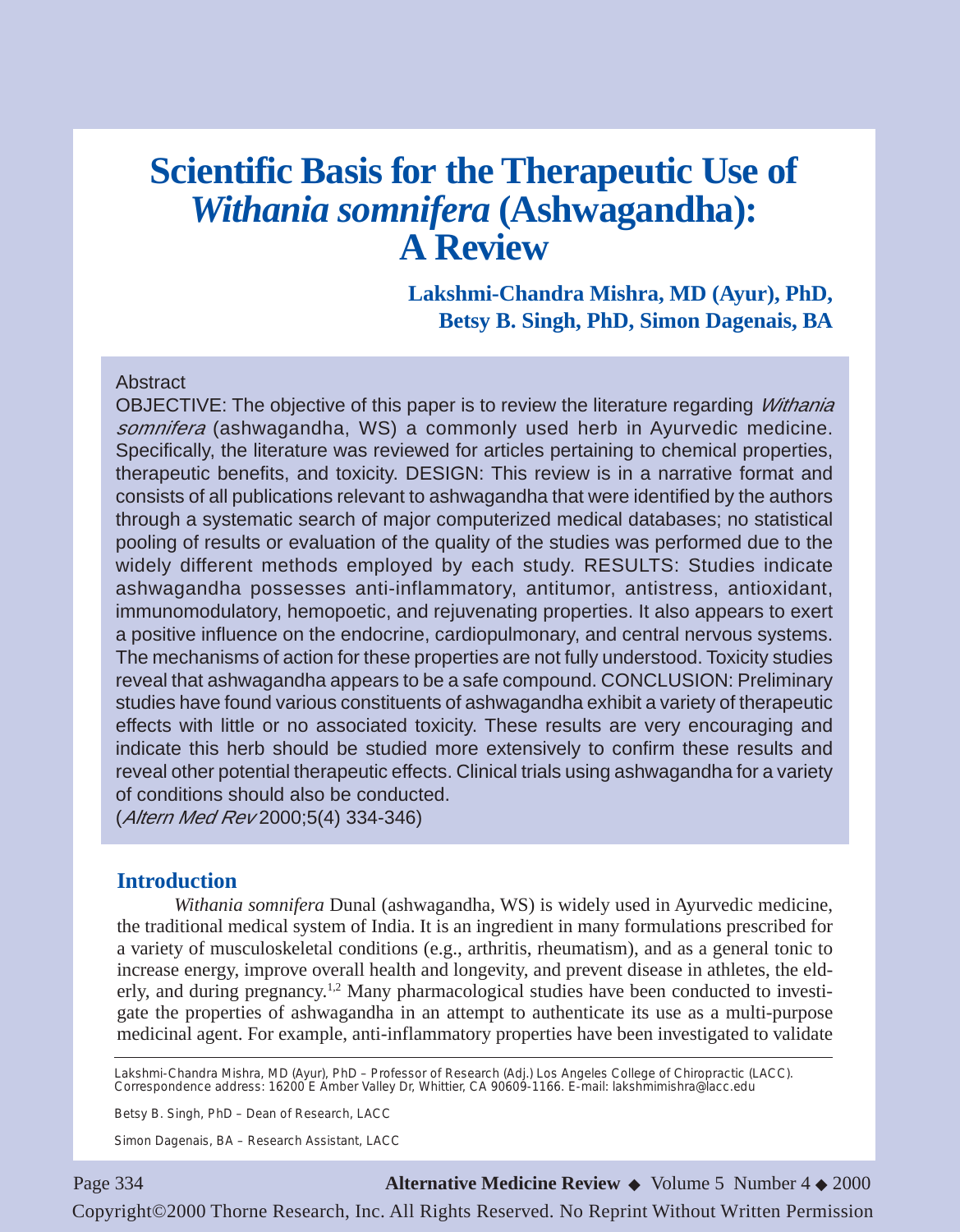# Scientific Basis for the Therapeutic Use of *Withania somnifera* (Ashwagandha): A Review

**Lakshmi-Chandra Mishra, MD (Ayur), PhD, Betsy B. Singh, PhD, Simon Dagenais, BA**

Abstract

OBJECTIVE: The objective of this paper is to review the literature regarding *Withania somnifera* (ashwagandha, WS) a commonly used herb in Ayurvedic medicine. Specifically, the literature was reviewed for articles pertaining to chemical properties, therapeutic benefits, and toxicity. DESIGN: This review is in a narrative format and consists of all publications relevant to ashwagandha that were identified by the authors through a systematic search of major computerized medical databases; no statistical pooling of results or evaluation of the quality of the studies was performed due to the widely different methods employed by each study. RESULTS: Studies indicate ashwagandha possesses anti-inflammatory, antitumor, antistress, antioxidant, immunomodulatory, hemopoetic, and rejuvenating properties. It also appears to exert a positive influence on the endocrine, cardiopulmonary, and central nervous systems. The mechanisms of action for these properties are not fully understood. Toxicity studies reveal that ashwagandha appears to be a safe compound. CONCLUSION: Preliminary studies have found various constituents of ashwagandha exhibit a variety of therapeutic effects with little or no associated toxicity. These results are very encouraging and indicate this herb should be studied more extensively to confirm these results and reveal other potential therapeutic effects. Clinical trials using ashwagandha for a variety of conditions should also be conducted.
(*Altern Med Rev* 2000;5(4) 334-346)

## Introduction

*Withania somnifera* Dunal (ashwagandha, WS) is widely used in Ayurvedic medicine, the traditional medical system of India. It is an ingredient in many formulations prescribed for a variety of musculoskeletal conditions (e.g., arthritis, rheumatism), and as a general tonic to increase energy, improve overall health and longevity, and prevent disease in athletes, the elderly, and during pregnancy.[1,2] Many pharmacological studies have been conducted to investigate the properties of ashwagandha in an attempt to authenticate its use as a multi-purpose medicinal agent. For example, anti-inflammatory properties have been investigated to validate

Lakshmi-Chandra Mishra, MD (Ayur), PhD – Professor of Research (Adj.) Los Angeles College of Chiropractic (LACC). Correspondence address: 16200 E Amber Valley Dr, Whittier, CA 90609-1166. E-mail: lakshmimishra@lacc.edu

Betsy B. Singh, PhD – Dean of Research, LACC

Simon Dagenais, BA – Research Assistant, LACC

Copyright©2000 Thorne Research, Inc. All Rights Reserved. No Reprint Without Written Permission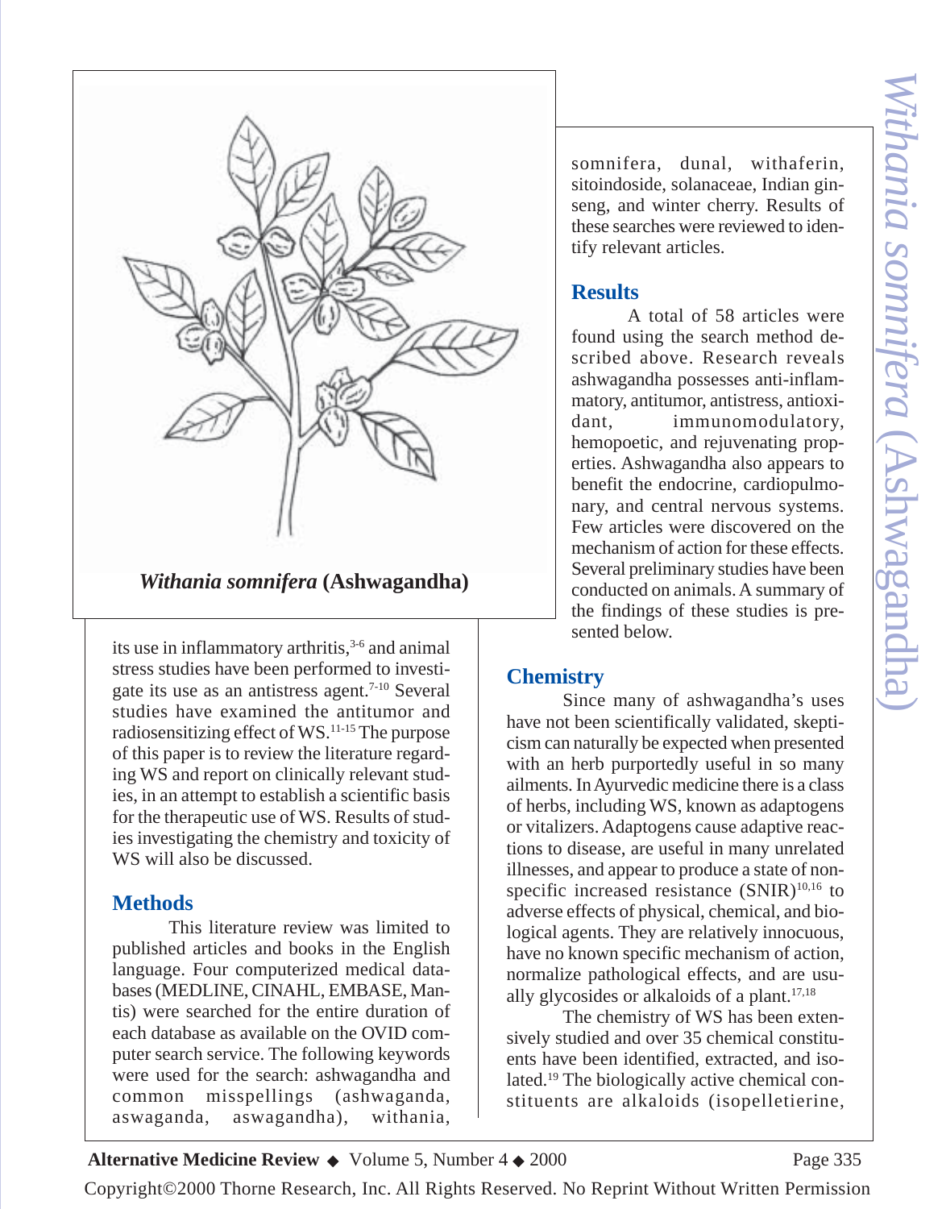*Withania somnifera* (Ashwagandha)

its use in inflammatory arthritis,[3-6] and animal stress studies have been performed to investigate its use as an antistress agent.[7-10] Several studies have examined the antitumor and radiosensitizing effect of WS.[11-15] The purpose of this paper is to review the literature regarding WS and report on clinically relevant studies, in an attempt to establish a scientific basis for the therapeutic use of WS. Results of studies investigating the chemistry and toxicity of WS will also be discussed.

## Methods

This literature review was limited to published articles and books in the English language. Four computerized medical databases (MEDLINE, CINAHL, EMBASE, Mantis) were searched for the entire duration of each database as available on the OVID computer search service. The following keywords were used for the search: ashwagandha and common misspellings (ashwaganda, aswaganda, aswagandha), withania, somnifera, dunal, withaferin, sitoindoside, solanaceae, Indian ginseng, and winter cherry. Results of these searches were reviewed to identify relevant articles.

## Results

A total of 58 articles were found using the search method described above. Research reveals ashwagandha possesses anti-inflammatory, antitumor, antistress, antioxidant, immunomodulatory, hemopoetic, and rejuvenating properties. Ashwagandha also appears to benefit the endocrine, cardiopulmonary, and central nervous systems. Few articles were discovered on the mechanism of action for these effects. Several preliminary studies have been conducted on animals. A summary of the findings of these studies is presented below.

## Chemistry

Since many of ashwagandha's uses have not been scientifically validated, skepticism can naturally be expected when presented with an herb purportedly useful in so many ailments. In Ayurvedic medicine there is a class of herbs, including WS, known as adaptogens or vitalizers. Adaptogens cause adaptive reactions to disease, are useful in many unrelated illnesses, and appear to produce a state of nonspecific increased resistance (SNIR)[10,16] to adverse effects of physical, chemical, and biological agents. They are relatively innocuous, have no known specific mechanism of action, normalize pathological effects, and are usually glycosides or alkaloids of a plant.[17,18]

The chemistry of WS has been extensively studied and over 35 chemical constituents have been identified, extracted, and isolated.[19] The biologically active chemical constituents are alkaloids (isopelletierine,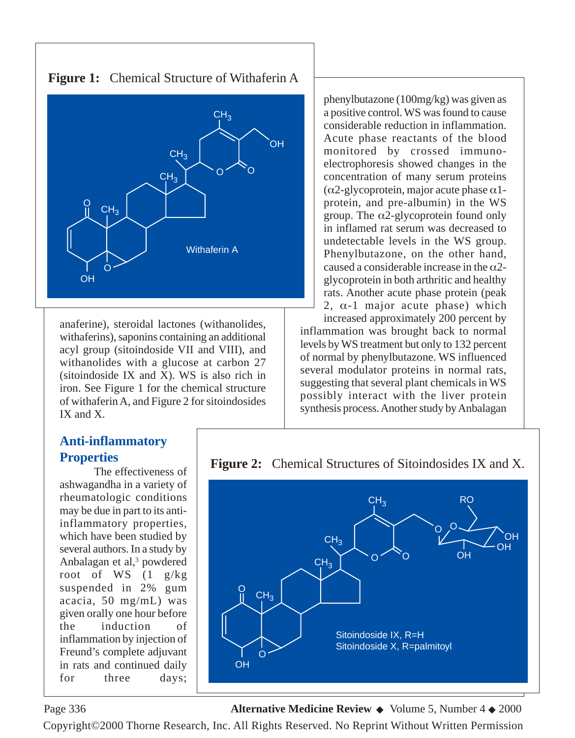**Figure 1:** Chemical Structure of Withaferin A

anaferine), steroidal lactones (withanolides, withaferins), saponins containing an additional acyl group (sitoindoside VII and VIII), and withanolides with a glucose at carbon 27 (sitoindoside IX and X). WS is also rich in iron. See Figure 1 for the chemical structure of withaferin A, and Figure 2 for sitoindosides IX and X.

## Anti-inflammatory Properties

The effectiveness of ashwagandha in a variety of rheumatologic conditions may be due in part to its anti-inflammatory properties, which have been studied by several authors. In a study by Anbalagan et al,[3] powdered root of WS (1 g/kg suspended in 2% gum acacia, 50 mg/mL) was given orally one hour before the induction of inflammation by injection of Freund's complete adjuvant in rats and continued daily for three days; phenylbutazone (100mg/kg) was given as a positive control. WS was found to cause considerable reduction in inflammation. Acute phase reactants of the blood monitored by crossed immunoelectrophoresis showed changes in the concentration of many serum proteins (α2-glycoprotein, major acute phase α1-protein, and pre-albumin) in the WS group. The α2-glycoprotein found only in inflamed rat serum was decreased to undetectable levels in the WS group. Phenylbutazone, on the other hand, caused a considerable increase in the α2-glycoprotein in both arthritic and healthy rats. Another acute phase protein (peak 2, α-1 major acute phase) which increased approximately 200 percent by inflammation was brought back to normal levels by WS treatment but only to 132 percent of normal by phenylbutazone. WS influenced several modulator proteins in normal rats, suggesting that several plant chemicals in WS possibly interact with the liver protein synthesis process. Another study by Anbalagan

**Figure 2:** Chemical Structures of Sitoindosides IX and X.

Sitoindoside IX, R=H
Sitoindoside X, R=palmitoyl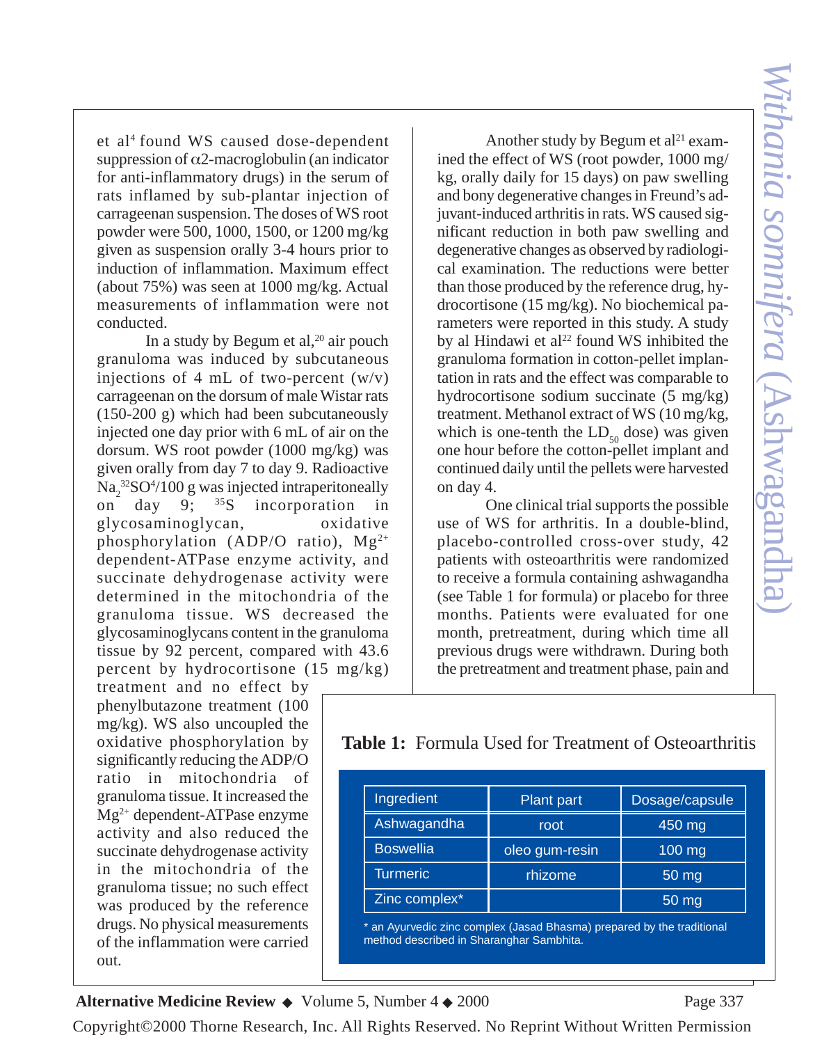et al[4] found WS caused dose-dependent suppression of α2-macroglobulin (an indicator for anti-inflammatory drugs) in the serum of rats inflamed by sub-plantar injection of carrageenan suspension. The doses of WS root powder were 500, 1000, 1500, or 1200 mg/kg given as suspension orally 3-4 hours prior to induction of inflammation. Maximum effect (about 75%) was seen at 1000 mg/kg. Actual measurements of inflammation were not conducted.

In a study by Begum et al,[20] air pouch granuloma was induced by subcutaneous injections of 4 mL of two-percent (w/v) carrageenan on the dorsum of male Wistar rats (150-200 g) which had been subcutaneously injected one day prior with 6 mL of air on the dorsum. WS root powder (1000 mg/kg) was given orally from day 7 to day 9. Radioactive $Na_2{}^{32}SO^4$/100 g was injected intraperitoneally on day 9; $^{35}S$ incorporation in glycosaminoglycan, oxidative phosphorylation (ADP/O ratio), $Mg^{2+}$ dependent-ATPase enzyme activity, and succinate dehydrogenase activity were determined in the mitochondria of the granuloma tissue. WS decreased the glycosaminoglycans content in the granuloma tissue by 92 percent, compared with 43.6 percent by hydrocortisone (15 mg/kg) treatment and no effect by phenylbutazone treatment (100 mg/kg). WS also uncoupled the oxidative phosphorylation by significantly reducing the ADP/O ratio in mitochondria of granuloma tissue. It increased the $Mg^{2+}$ dependent-ATPase enzyme activity and also reduced the succinate dehydrogenase activity in the mitochondria of the granuloma tissue; no such effect was produced by the reference drugs. No physical measurements of the inflammation were carried out.

Another study by Begum et al[21] examined the effect of WS (root powder, 1000 mg/kg, orally daily for 15 days) on paw swelling and bony degenerative changes in Freund's adjuvant-induced arthritis in rats. WS caused significant reduction in both paw swelling and degenerative changes as observed by radiological examination. The reductions were better than those produced by the reference drug, hydrocortisone (15 mg/kg). No biochemical parameters were reported in this study. A study by al Hindawi et al[22] found WS inhibited the granuloma formation in cotton-pellet implantation in rats and the effect was comparable to hydrocortisone sodium succinate (5 mg/kg) treatment. Methanol extract of WS (10 mg/kg, which is one-tenth the $LD_{50}$ dose) was given one hour before the cotton-pellet implant and continued daily until the pellets were harvested on day 4.

One clinical trial supports the possible use of WS for arthritis. In a double-blind, placebo-controlled cross-over study, 42 patients with osteoarthritis were randomized to receive a formula containing ashwagandha (see Table 1 for formula) or placebo for three months. Patients were evaluated for one month, pretreatment, during which time all previous drugs were withdrawn. During both the pretreatment and treatment phase, pain and

**Table 1:** Formula Used for Treatment of Osteoarthritis

| Ingredient | Plant part | Dosage/capsule |
|---|---|---|
| Ashwagandha | root | 450 mg |
| Boswellia | oleo gum-resin | 100 mg |
| Turmeric | rhizome | 50 mg |
| Zinc complex* | | 50 mg |

* an Ayurvedic zinc complex (Jasad Bhasma) prepared by the traditional method described in Sharanghar Sambhita.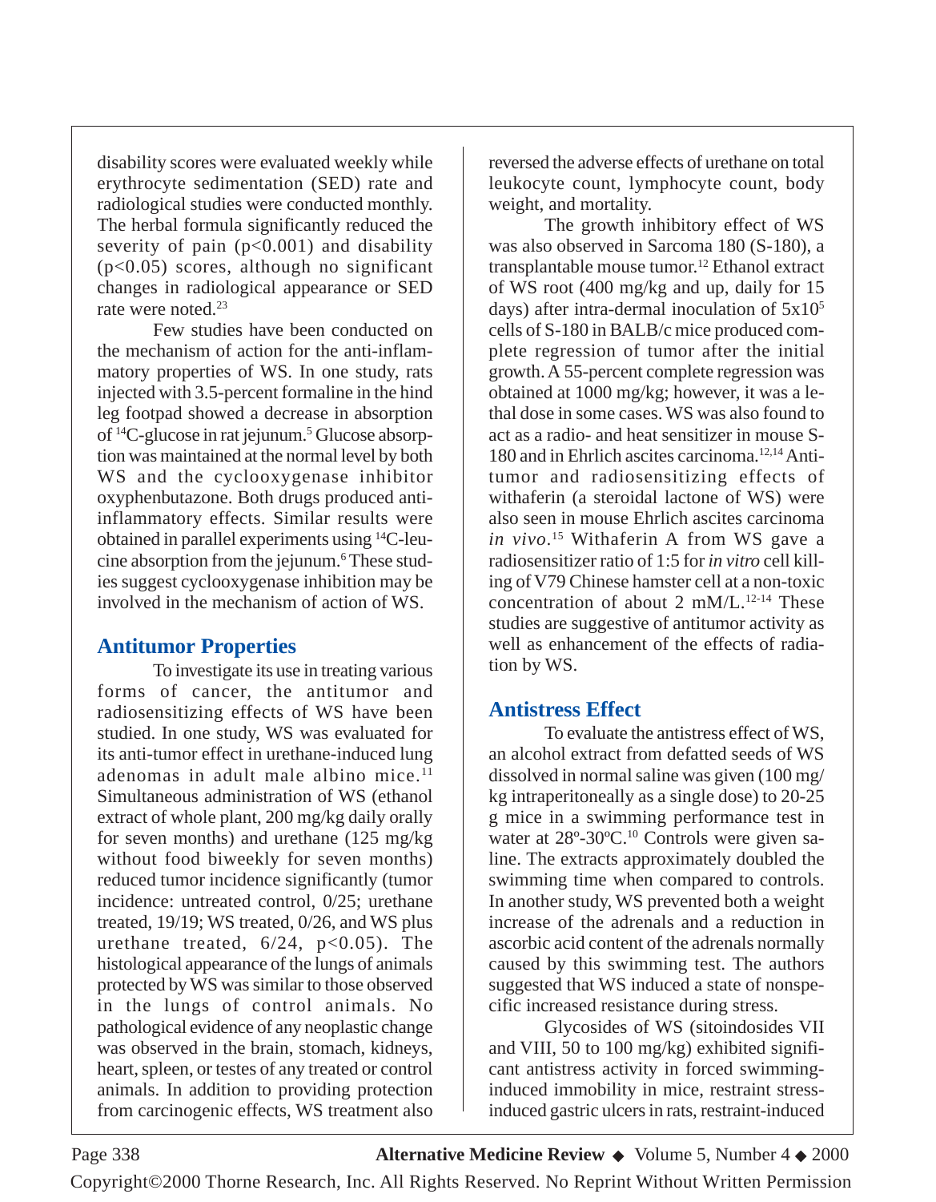disability scores were evaluated weekly while erythrocyte sedimentation (SED) rate and radiological studies were conducted monthly. The herbal formula significantly reduced the severity of pain ($p<0.001$) and disability ($p<0.05$) scores, although no significant changes in radiological appearance or SED rate were noted.[23]

Few studies have been conducted on the mechanism of action for the anti-inflammatory properties of WS. In one study, rats injected with 3.5-percent formaline in the hind leg footpad showed a decrease in absorption of $^{14}$C-glucose in rat jejunum.[5] Glucose absorption was maintained at the normal level by both WS and the cyclooxygenase inhibitor oxyphenbutazone. Both drugs produced anti-inflammatory effects. Similar results were obtained in parallel experiments using $^{14}$C-leucine absorption from the jejunum.[6] These studies suggest cyclooxygenase inhibition may be involved in the mechanism of action of WS.

## Antitumor Properties

To investigate its use in treating various forms of cancer, the antitumor and radiosensitizing effects of WS have been studied. In one study, WS was evaluated for its anti-tumor effect in urethane-induced lung adenomas in adult male albino mice.[11] Simultaneous administration of WS (ethanol extract of whole plant, 200 mg/kg daily orally for seven months) and urethane (125 mg/kg without food biweekly for seven months) reduced tumor incidence significantly (tumor incidence: untreated control, 0/25; urethane treated, 19/19; WS treated, 0/26, and WS plus urethane treated, 6/24, $p<0.05$). The histological appearance of the lungs of animals protected by WS was similar to those observed in the lungs of control animals. No pathological evidence of any neoplastic change was observed in the brain, stomach, kidneys, heart, spleen, or testes of any treated or control animals. In addition to providing protection from carcinogenic effects, WS treatment also reversed the adverse effects of urethane on total leukocyte count, lymphocyte count, body weight, and mortality.

The growth inhibitory effect of WS was also observed in Sarcoma 180 (S-180), a transplantable mouse tumor.[12] Ethanol extract of WS root (400 mg/kg and up, daily for 15 days) after intra-dermal inoculation of $5x10^5$ cells of S-180 in BALB/c mice produced complete regression of tumor after the initial growth. A 55-percent complete regression was obtained at 1000 mg/kg; however, it was a lethal dose in some cases. WS was also found to act as a radio- and heat sensitizer in mouse S-180 and in Ehrlich ascites carcinoma.[12,14] Antitumor and radiosensitizing effects of withaferin (a steroidal lactone of WS) were also seen in mouse Ehrlich ascites carcinoma *in vivo*.[15] Withaferin A from WS gave a radiosensitizer ratio of 1:5 for *in vitro* cell killing of V79 Chinese hamster cell at a non-toxic concentration of about 2 mM/L.[12-14] These studies are suggestive of antitumor activity as well as enhancement of the effects of radiation by WS.

## Antistress Effect

To evaluate the antistress effect of WS, an alcohol extract from defatted seeds of WS dissolved in normal saline was given (100 mg/kg intraperitoneally as a single dose) to 20-25 g mice in a swimming performance test in water at 28º-30ºC.[10] Controls were given saline. The extracts approximately doubled the swimming time when compared to controls. In another study, WS prevented both a weight increase of the adrenals and a reduction in ascorbic acid content of the adrenals normally caused by this swimming test. The authors suggested that WS induced a state of nonspecific increased resistance during stress.

Glycosides of WS (sitoindosides VII and VIII, 50 to 100 mg/kg) exhibited significant antistress activity in forced swimming-induced immobility in mice, restraint stress-induced gastric ulcers in rats, restraint-induced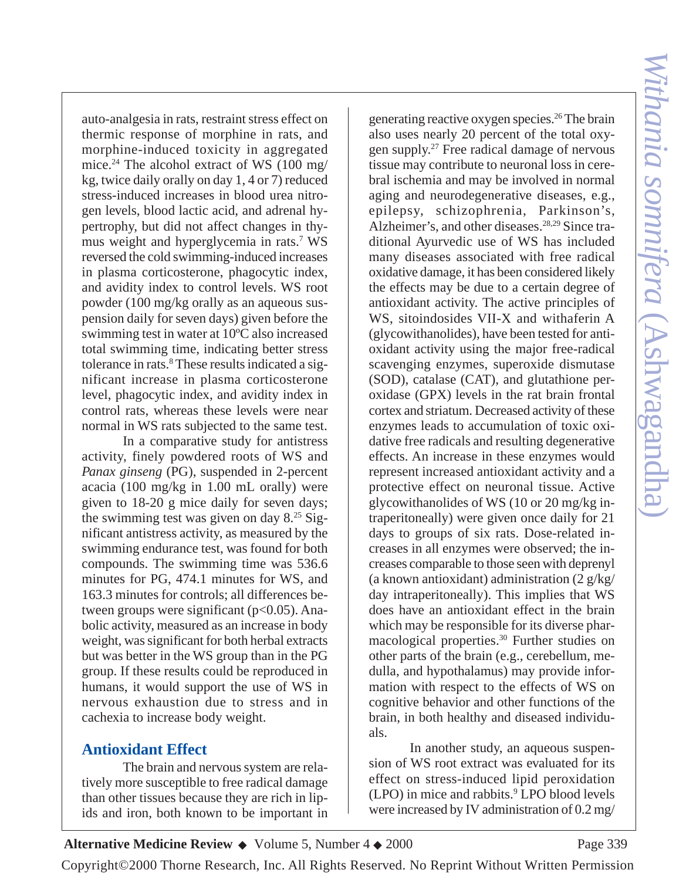auto-analgesia in rats, restraint stress effect on thermic response of morphine in rats, and morphine-induced toxicity in aggregated mice.[24] The alcohol extract of WS (100 mg/kg, twice daily orally on day 1, 4 or 7) reduced stress-induced increases in blood urea nitrogen levels, blood lactic acid, and adrenal hypertrophy, but did not affect changes in thymus weight and hyperglycemia in rats.[7] WS reversed the cold swimming-induced increases in plasma corticosterone, phagocytic index, and avidity index to control levels. WS root powder (100 mg/kg orally as an aqueous suspension daily for seven days) given before the swimming test in water at 10ºC also increased total swimming time, indicating better stress tolerance in rats.[8] These results indicated a significant increase in plasma corticosterone level, phagocytic index, and avidity index in control rats, whereas these levels were near normal in WS rats subjected to the same test.

In a comparative study for antistress activity, finely powdered roots of WS and *Panax ginseng* (PG), suspended in 2-percent acacia (100 mg/kg in 1.00 mL orally) were given to 18-20 g mice daily for seven days; the swimming test was given on day 8.[25] Significant antistress activity, as measured by the swimming endurance test, was found for both compounds. The swimming time was 536.6 minutes for PG, 474.1 minutes for WS, and 163.3 minutes for controls; all differences between groups were significant ($p<0.05$). Anabolic activity, measured as an increase in body weight, was significant for both herbal extracts but was better in the WS group than in the PG group. If these results could be reproduced in humans, it would support the use of WS in nervous exhaustion due to stress and in cachexia to increase body weight.

## Antioxidant Effect

The brain and nervous system are relatively more susceptible to free radical damage than other tissues because they are rich in lipids and iron, both known to be important in generating reactive oxygen species.[26] The brain also uses nearly 20 percent of the total oxygen supply.[27] Free radical damage of nervous tissue may contribute to neuronal loss in cerebral ischemia and may be involved in normal aging and neurodegenerative diseases, e.g., epilepsy, schizophrenia, Parkinson's, Alzheimer's, and other diseases.[28,29] Since traditional Ayurvedic use of WS has included many diseases associated with free radical oxidative damage, it has been considered likely the effects may be due to a certain degree of antioxidant activity. The active principles of WS, sitoindosides VII-X and withaferin A (glycowithanolides), have been tested for antioxidant activity using the major free-radical scavenging enzymes, superoxide dismutase (SOD), catalase (CAT), and glutathione peroxidase (GPX) levels in the rat brain frontal cortex and striatum. Decreased activity of these enzymes leads to accumulation of toxic oxidative free radicals and resulting degenerative effects. An increase in these enzymes would represent increased antioxidant activity and a protective effect on neuronal tissue. Active glycowithanolides of WS (10 or 20 mg/kg intraperitoneally) were given once daily for 21 days to groups of six rats. Dose-related increases in all enzymes were observed; the increases comparable to those seen with deprenyl (a known antioxidant) administration (2 g/kg/day intraperitoneally). This implies that WS does have an antioxidant effect in the brain which may be responsible for its diverse pharmacological properties.[30] Further studies on other parts of the brain (e.g., cerebellum, medulla, and hypothalamus) may provide information with respect to the effects of WS on cognitive behavior and other functions of the brain, in both healthy and diseased individuals.

In another study, an aqueous suspension of WS root extract was evaluated for its effect on stress-induced lipid peroxidation (LPO) in mice and rabbits.[9] LPO blood levels were increased by IV administration of 0.2 mg/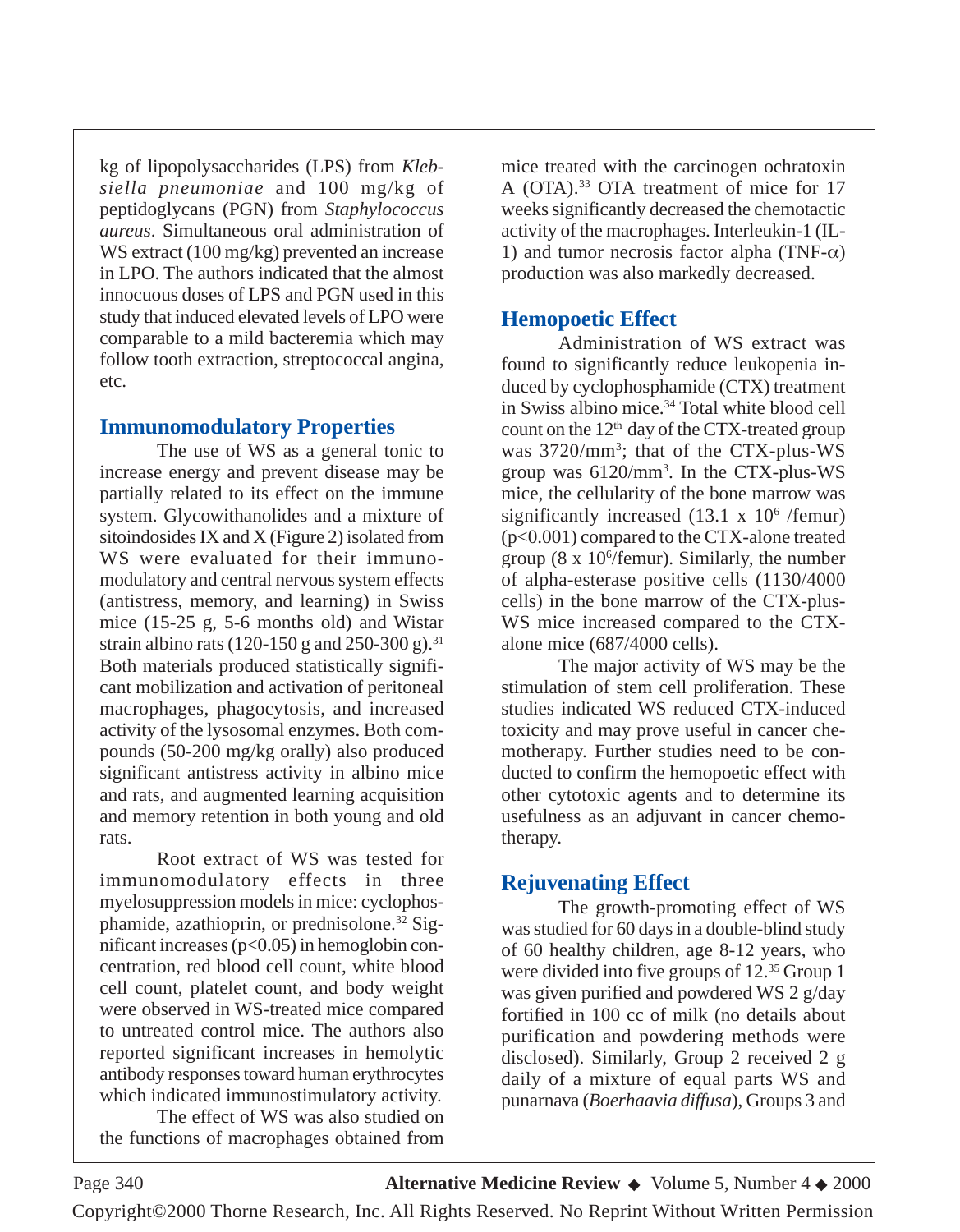kg of lipopolysaccharides (LPS) from *Klebsiella pneumoniae* and 100 mg/kg of peptidoglycans (PGN) from *Staphylococcus aureus*. Simultaneous oral administration of WS extract (100 mg/kg) prevented an increase in LPO. The authors indicated that the almost innocuous doses of LPS and PGN used in this study that induced elevated levels of LPO were comparable to a mild bacteremia which may follow tooth extraction, streptococcal angina, etc.

## Immunomodulatory Properties

The use of WS as a general tonic to increase energy and prevent disease may be partially related to its effect on the immune system. Glycowithanolides and a mixture of sitoindosides IX and X (Figure 2) isolated from WS were evaluated for their immunomodulatory and central nervous system effects (antistress, memory, and learning) in Swiss mice (15-25 g, 5-6 months old) and Wistar strain albino rats (120-150 g and 250-300 g).[31] Both materials produced statistically significant mobilization and activation of peritoneal macrophages, phagocytosis, and increased activity of the lysosomal enzymes. Both compounds (50-200 mg/kg orally) also produced significant antistress activity in albino mice and rats, and augmented learning acquisition and memory retention in both young and old rats.

Root extract of WS was tested for immunomodulatory effects in three myelosuppression models in mice: cyclophosphamide, azathioprin, or prednisolone.[32] Significant increases ($p<0.05$) in hemoglobin concentration, red blood cell count, white blood cell count, platelet count, and body weight were observed in WS-treated mice compared to untreated control mice. The authors also reported significant increases in hemolytic antibody responses toward human erythrocytes which indicated immunostimulatory activity.

The effect of WS was also studied on the functions of macrophages obtained from mice treated with the carcinogen ochratoxin A (OTA).[33] OTA treatment of mice for 17 weeks significantly decreased the chemotactic activity of the macrophages. Interleukin-1 (IL-1) and tumor necrosis factor alpha (TNF-$\alpha$) production was also markedly decreased.

## Hemopoetic Effect

Administration of WS extract was found to significantly reduce leukopenia induced by cyclophosphamide (CTX) treatment in Swiss albino mice.[34] Total white blood cell count on the 12th day of the CTX-treated group was 3720/mm$^3$; that of the CTX-plus-WS group was 6120/mm$^3$. In the CTX-plus-WS mice, the cellularity of the bone marrow was significantly increased (13.1 x $10^6$ /femur) ($p<0.001$) compared to the CTX-alone treated group (8 x $10^6$/femur). Similarly, the number of alpha-esterase positive cells (1130/4000 cells) in the bone marrow of the CTX-plus-WS mice increased compared to the CTX-alone mice (687/4000 cells).

The major activity of WS may be the stimulation of stem cell proliferation. These studies indicated WS reduced CTX-induced toxicity and may prove useful in cancer chemotherapy. Further studies need to be conducted to confirm the hemopoetic effect with other cytotoxic agents and to determine its usefulness as an adjuvant in cancer chemotherapy.

## Rejuvenating Effect

The growth-promoting effect of WS was studied for 60 days in a double-blind study of 60 healthy children, age 8-12 years, who were divided into five groups of 12.[35] Group 1 was given purified and powdered WS 2 g/day fortified in 100 cc of milk (no details about purification and powdering methods were disclosed). Similarly, Group 2 received 2 g daily of a mixture of equal parts WS and punarnava (*Boerhaavia diffusa*), Groups 3 and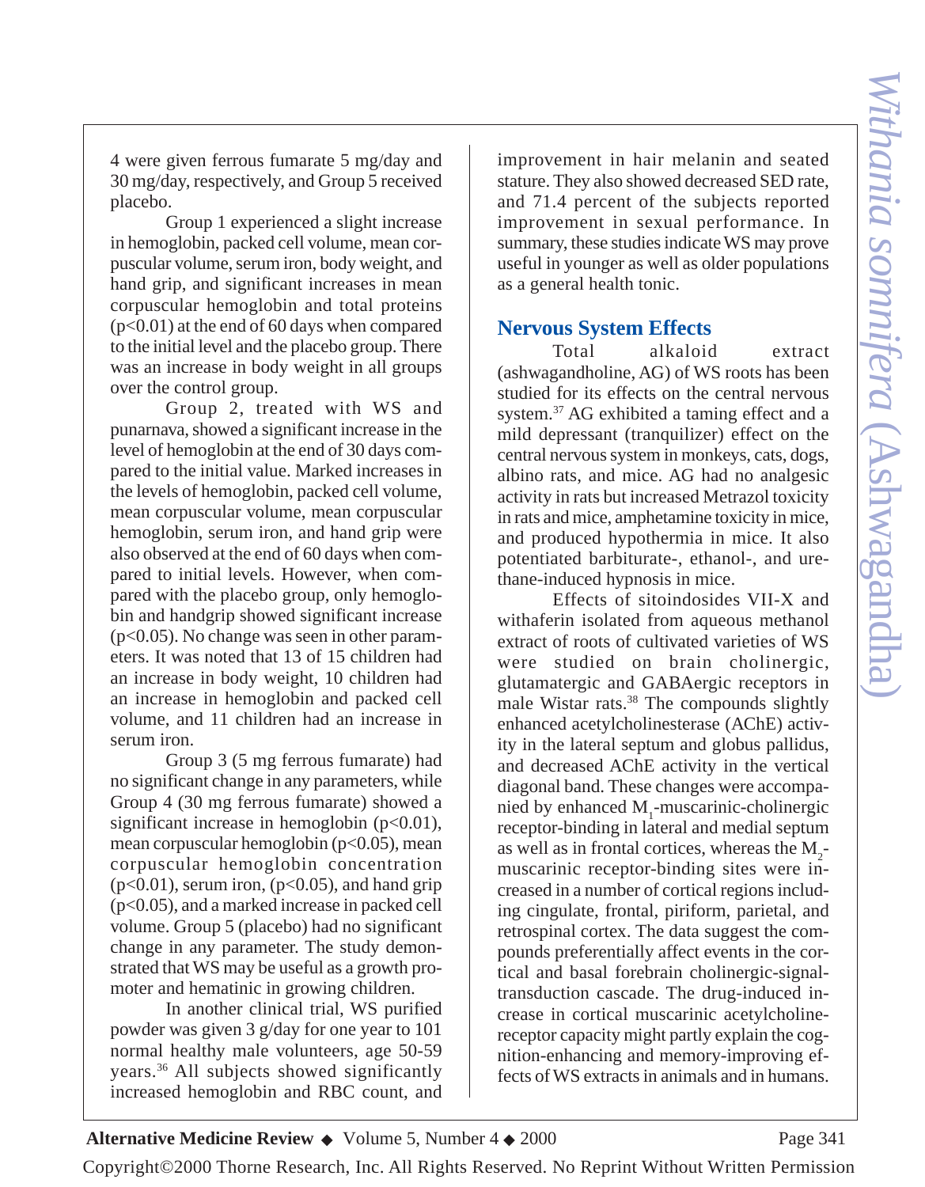4 were given ferrous fumarate 5 mg/day and 30 mg/day, respectively, and Group 5 received placebo.

Group 1 experienced a slight increase in hemoglobin, packed cell volume, mean corpuscular volume, serum iron, body weight, and hand grip, and significant increases in mean corpuscular hemoglobin and total proteins ($p<0.01$) at the end of 60 days when compared to the initial level and the placebo group. There was an increase in body weight in all groups over the control group.

Group 2, treated with WS and punarnava, showed a significant increase in the level of hemoglobin at the end of 30 days compared to the initial value. Marked increases in the levels of hemoglobin, packed cell volume, mean corpuscular volume, mean corpuscular hemoglobin, serum iron, and hand grip were also observed at the end of 60 days when compared to initial levels. However, when compared with the placebo group, only hemoglobin and handgrip showed significant increase ($p<0.05$). No change was seen in other parameters. It was noted that 13 of 15 children had an increase in body weight, 10 children had an increase in hemoglobin and packed cell volume, and 11 children had an increase in serum iron.

Group 3 (5 mg ferrous fumarate) had no significant change in any parameters, while Group 4 (30 mg ferrous fumarate) showed a significant increase in hemoglobin ($p<0.01$), mean corpuscular hemoglobin ($p<0.05$), mean corpuscular hemoglobin concentration ($p<0.01$), serum iron, ($p<0.05$), and hand grip ($p<0.05$), and a marked increase in packed cell volume. Group 5 (placebo) had no significant change in any parameter. The study demonstrated that WS may be useful as a growth promoter and hematinic in growing children.

In another clinical trial, WS purified powder was given 3 g/day for one year to 101 normal healthy male volunteers, age 50-59 years.[36] All subjects showed significantly increased hemoglobin and RBC count, and improvement in hair melanin and seated stature. They also showed decreased SED rate, and 71.4 percent of the subjects reported improvement in sexual performance. In summary, these studies indicate WS may prove useful in younger as well as older populations as a general health tonic.

## Nervous System Effects

Total alkaloid extract (ashwagandholine, AG) of WS roots has been studied for its effects on the central nervous system.[37] AG exhibited a taming effect and a mild depressant (tranquilizer) effect on the central nervous system in monkeys, cats, dogs, albino rats, and mice. AG had no analgesic activity in rats but increased Metrazol toxicity in rats and mice, amphetamine toxicity in mice, and produced hypothermia in mice. It also potentiated barbiturate-, ethanol-, and urethane-induced hypnosis in mice.

Effects of sitoindosides VII-X and withaferin isolated from aqueous methanol extract of roots of cultivated varieties of WS were studied on brain cholinergic, glutamatergic and GABAergic receptors in male Wistar rats.[38] The compounds slightly enhanced acetylcholinesterase (AChE) activity in the lateral septum and globus pallidus, and decreased AChE activity in the vertical diagonal band. These changes were accompanied by enhanced $M_1$-muscarinic-cholinergic receptor-binding in lateral and medial septum as well as in frontal cortices, whereas the $M_2$-muscarinic receptor-binding sites were increased in a number of cortical regions including cingulate, frontal, piriform, parietal, and retrospinal cortex. The data suggest the compounds preferentially affect events in the cortical and basal forebrain cholinergic-signal-transduction cascade. The drug-induced increase in cortical muscarinic acetylcholine-receptor capacity might partly explain the cognition-enhancing and memory-improving effects of WS extracts in animals and in humans.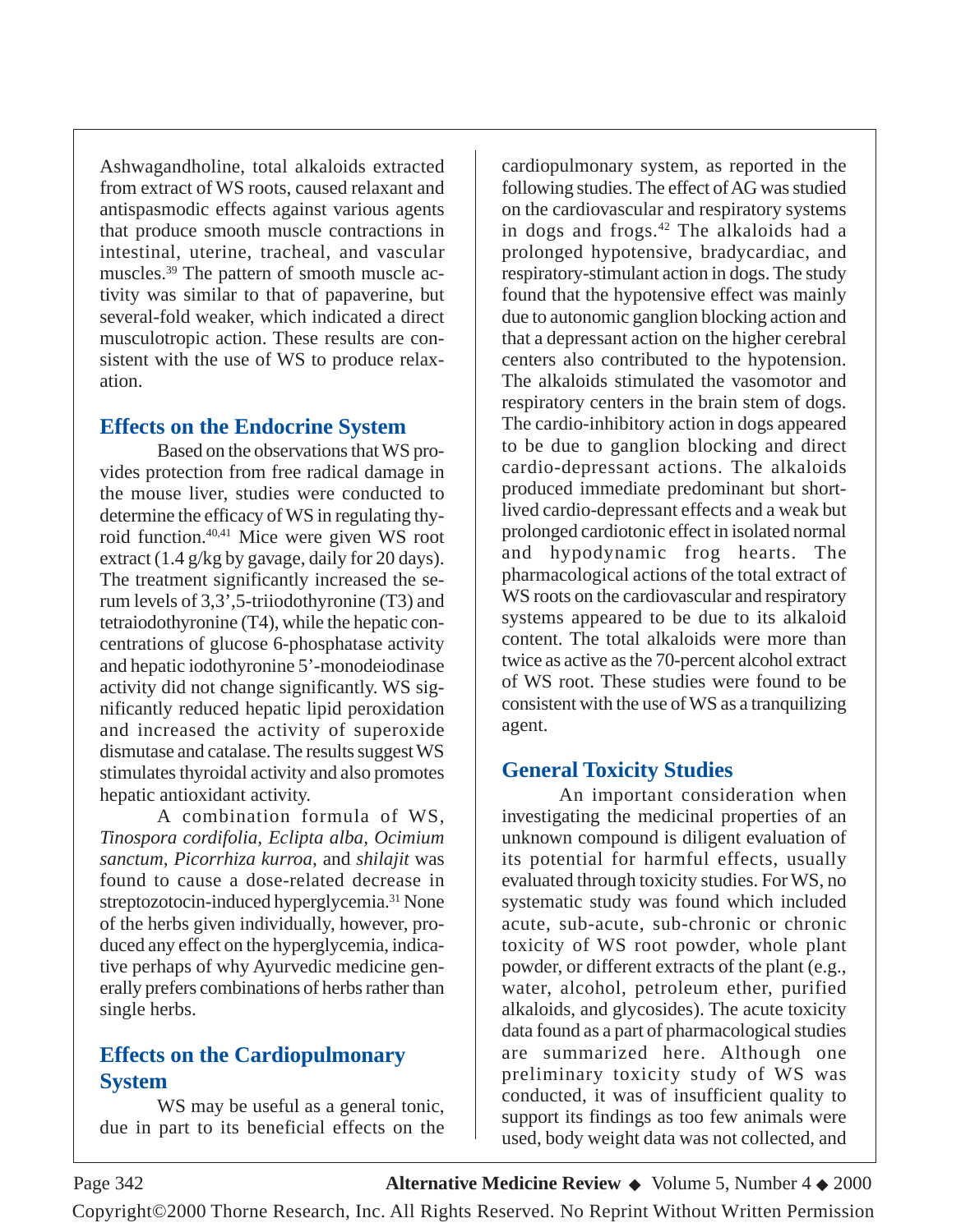Ashwagandholine, total alkaloids extracted from extract of WS roots, caused relaxant and antispasmodic effects against various agents that produce smooth muscle contractions in intestinal, uterine, tracheal, and vascular muscles.[39] The pattern of smooth muscle activity was similar to that of papaverine, but several-fold weaker, which indicated a direct musculotropic action. These results are consistent with the use of WS to produce relaxation.

## Effects on the Endocrine System

Based on the observations that WS provides protection from free radical damage in the mouse liver, studies were conducted to determine the efficacy of WS in regulating thyroid function.[40,41] Mice were given WS root extract (1.4 g/kg by gavage, daily for 20 days). The treatment significantly increased the serum levels of 3,3',5-triiodothyronine (T3) and tetraiodothyronine (T4), while the hepatic concentrations of glucose 6-phosphatase activity and hepatic iodothyronine 5'-monodeiodinase activity did not change significantly. WS significantly reduced hepatic lipid peroxidation and increased the activity of superoxide dismutase and catalase. The results suggest WS stimulates thyroidal activity and also promotes hepatic antioxidant activity.

A combination formula of WS, *Tinospora cordifolia, Eclipta alba, Ocimium sanctum, Picorrhiza kurroa*, and *shilajit* was found to cause a dose-related decrease in streptozotocin-induced hyperglycemia.[31] None of the herbs given individually, however, produced any effect on the hyperglycemia, indicative perhaps of why Ayurvedic medicine generally prefers combinations of herbs rather than single herbs.

## Effects on the Cardiopulmonary System

WS may be useful as a general tonic, due in part to its beneficial effects on the cardiopulmonary system, as reported in the following studies. The effect of AG was studied on the cardiovascular and respiratory systems in dogs and frogs.[42] The alkaloids had a prolonged hypotensive, bradycardiac, and respiratory-stimulant action in dogs. The study found that the hypotensive effect was mainly due to autonomic ganglion blocking action and that a depressant action on the higher cerebral centers also contributed to the hypotension. The alkaloids stimulated the vasomotor and respiratory centers in the brain stem of dogs. The cardio-inhibitory action in dogs appeared to be due to ganglion blocking and direct cardio-depressant actions. The alkaloids produced immediate predominant but short-lived cardio-depressant effects and a weak but prolonged cardiotonic effect in isolated normal and hypodynamic frog hearts. The pharmacological actions of the total extract of WS roots on the cardiovascular and respiratory systems appeared to be due to its alkaloid content. The total alkaloids were more than twice as active as the 70-percent alcohol extract of WS root. These studies were found to be consistent with the use of WS as a tranquilizing agent.

## General Toxicity Studies

An important consideration when investigating the medicinal properties of an unknown compound is diligent evaluation of its potential for harmful effects, usually evaluated through toxicity studies. For WS, no systematic study was found which included acute, sub-acute, sub-chronic or chronic toxicity of WS root powder, whole plant powder, or different extracts of the plant (e.g., water, alcohol, petroleum ether, purified alkaloids, and glycosides). The acute toxicity data found as a part of pharmacological studies are summarized here. Although one preliminary toxicity study of WS was conducted, it was of insufficient quality to support its findings as too few animals were used, body weight data was not collected, and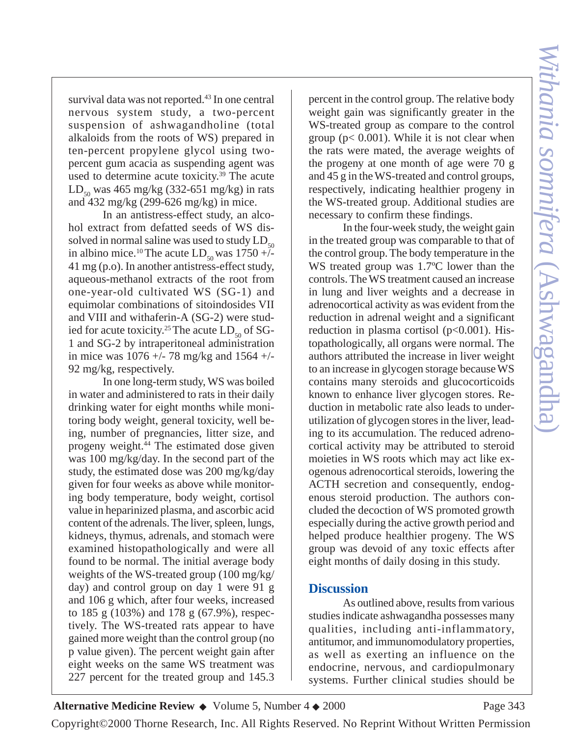survival data was not reported.[43] In one central nervous system study, a two-percent suspension of ashwagandholine (total alkaloids from the roots of WS) prepared in ten-percent propylene glycol using two-percent gum acacia as suspending agent was used to determine acute toxicity.[39] The acute $LD_{50}$ was 465 mg/kg (332-651 mg/kg) in rats and 432 mg/kg (299-626 mg/kg) in mice.

In an antistress-effect study, an alcohol extract from defatted seeds of WS dissolved in normal saline was used to study $LD_{50}$ in albino mice.[10] The acute $LD_{50}$ was 1750 +/- 41 mg (p.o). In another antistress-effect study, aqueous-methanol extracts of the root from one-year-old cultivated WS (SG-1) and equimolar combinations of sitoindosides VII and VIII and withaferin-A (SG-2) were studied for acute toxicity.[25] The acute $LD_{50}$ of SG-1 and SG-2 by intraperitoneal administration in mice was 1076 +/- 78 mg/kg and 1564 +/- 92 mg/kg, respectively.

In one long-term study, WS was boiled in water and administered to rats in their daily drinking water for eight months while monitoring body weight, general toxicity, well being, number of pregnancies, litter size, and progeny weight.[44] The estimated dose given was 100 mg/kg/day. In the second part of the study, the estimated dose was 200 mg/kg/day given for four weeks as above while monitoring body temperature, body weight, cortisol value in heparinized plasma, and ascorbic acid content of the adrenals. The liver, spleen, lungs, kidneys, thymus, adrenals, and stomach were examined histopathologically and were all found to be normal. The initial average body weights of the WS-treated group (100 mg/kg/day) and control group on day 1 were 91 g and 106 g which, after four weeks, increased to 185 g (103%) and 178 g (67.9%), respectively. The WS-treated rats appear to have gained more weight than the control group (no p value given). The percent weight gain after eight weeks on the same WS treatment was 227 percent for the treated group and 145.3 percent in the control group. The relative body weight gain was significantly greater in the WS-treated group as compare to the control group ($p< 0.001$). While it is not clear when the rats were mated, the average weights of the progeny at one month of age were 70 g and 45 g in the WS-treated and control groups, respectively, indicating healthier progeny in the WS-treated group. Additional studies are necessary to confirm these findings.

In the four-week study, the weight gain in the treated group was comparable to that of the control group. The body temperature in the WS treated group was 1.7ºC lower than the controls. The WS treatment caused an increase in lung and liver weights and a decrease in adrenocortical activity as was evident from the reduction in adrenal weight and a significant reduction in plasma cortisol ($p<0.001$). Histopathologically, all organs were normal. The authors attributed the increase in liver weight to an increase in glycogen storage because WS contains many steroids and glucocorticoids known to enhance liver glycogen stores. Reduction in metabolic rate also leads to underutilization of glycogen stores in the liver, leading to its accumulation. The reduced adrenocortical activity may be attributed to steroid moieties in WS roots which may act like exogenous adrenocortical steroids, lowering the ACTH secretion and consequently, endogenous steroid production. The authors concluded the decoction of WS promoted growth especially during the active growth period and helped produce healthier progeny. The WS group was devoid of any toxic effects after eight months of daily dosing in this study.

## Discussion

As outlined above, results from various studies indicate ashwagandha possesses many qualities, including anti-inflammatory, antitumor, and immunomodulatory properties, as well as exerting an influence on the endocrine, nervous, and cardiopulmonary systems. Further clinical studies should be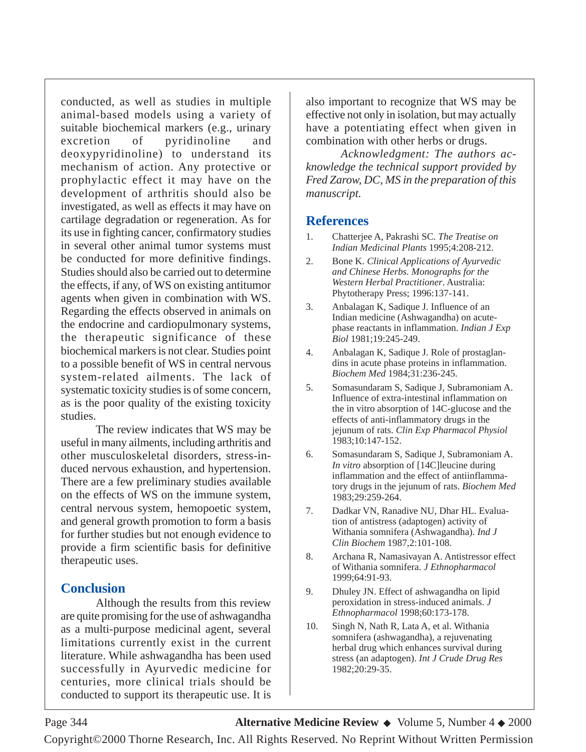conducted, as well as studies in multiple animal-based models using a variety of suitable biochemical markers (e.g., urinary excretion of pyridinoline and deoxypyridinoline) to understand its mechanism of action. Any protective or prophylactic effect it may have on the development of arthritis should also be investigated, as well as effects it may have on cartilage degradation or regeneration. As for its use in fighting cancer, confirmatory studies in several other animal tumor systems must be conducted for more definitive findings. Studies should also be carried out to determine the effects, if any, of WS on existing antitumor agents when given in combination with WS. Regarding the effects observed in animals on the endocrine and cardiopulmonary systems, the therapeutic significance of these biochemical markers is not clear. Studies point to a possible benefit of WS in central nervous system-related ailments. The lack of systematic toxicity studies is of some concern, as is the poor quality of the existing toxicity studies.

The review indicates that WS may be useful in many ailments, including arthritis and other musculoskeletal disorders, stress-induced nervous exhaustion, and hypertension. There are a few preliminary studies available on the effects of WS on the immune system, central nervous system, hemopoetic system, and general growth promotion to form a basis for further studies but not enough evidence to provide a firm scientific basis for definitive therapeutic uses.

## Conclusion

Although the results from this review are quite promising for the use of ashwagandha as a multi-purpose medicinal agent, several limitations currently exist in the current literature. While ashwagandha has been used successfully in Ayurvedic medicine for centuries, more clinical trials should be conducted to support its therapeutic use. It is also important to recognize that WS may be effective not only in isolation, but may actually have a potentiating effect when given in combination with other herbs or drugs.

*Acknowledgment: The authors acknowledge the technical support provided by Fred Zarow, DC, MS in the preparation of this manuscript.*

## References

1. Chatterjee A, Pakrashi SC. *The Treatise on Indian Medicinal Plants* 1995;4:208-212.
2. Bone K. *Clinical Applications of Ayurvedic and Chinese Herbs. Monographs for the Western Herbal Practitioner*. Australia: Phytotherapy Press; 1996:137-141.
3. Anbalagan K, Sadique J. Influence of an Indian medicine (Ashwagandha) on acute-phase reactants in inflammation. *Indian J Exp Biol* 1981;19:245-249.
4. Anbalagan K, Sadique J. Role of prostaglandins in acute phase proteins in inflammation. *Biochem Med* 1984;31:236-245.
5. Somasundaram S, Sadique J, Subramoniam A. Influence of extra-intestinal inflammation on the in vitro absorption of 14C-glucose and the effects of anti-inflammatory drugs in the jejunum of rats. *Clin Exp Pharmacol Physiol* 1983;10:147-152.
6. Somasundaram S, Sadique J, Subramoniam A. *In vitro* absorption of [14C]leucine during inflammation and the effect of antiinflammatory drugs in the jejunum of rats. *Biochem Med* 1983;29:259-264.
7. Dadkar VN, Ranadive NU, Dhar HL. Evaluation of antistress (adaptogen) activity of Withania somnifera (Ashwagandha). *Ind J Clin Biochem* 1987,2:101-108.
8. Archana R, Namasivayan A. Antistressor effect of Withania somnifera. *J Ethnopharmacol* 1999;64:91-93.
9. Dhuley JN. Effect of ashwagandha on lipid peroxidation in stress-induced animals. *J Ethnopharmacol* 1998;60:173-178.
10. Singh N, Nath R, Lata A, et al. Withania somnifera (ashwagandha), a rejuvenating herbal drug which enhances survival during stress (an adaptogen). *Int J Crude Drug Res* 1982;20:29-35.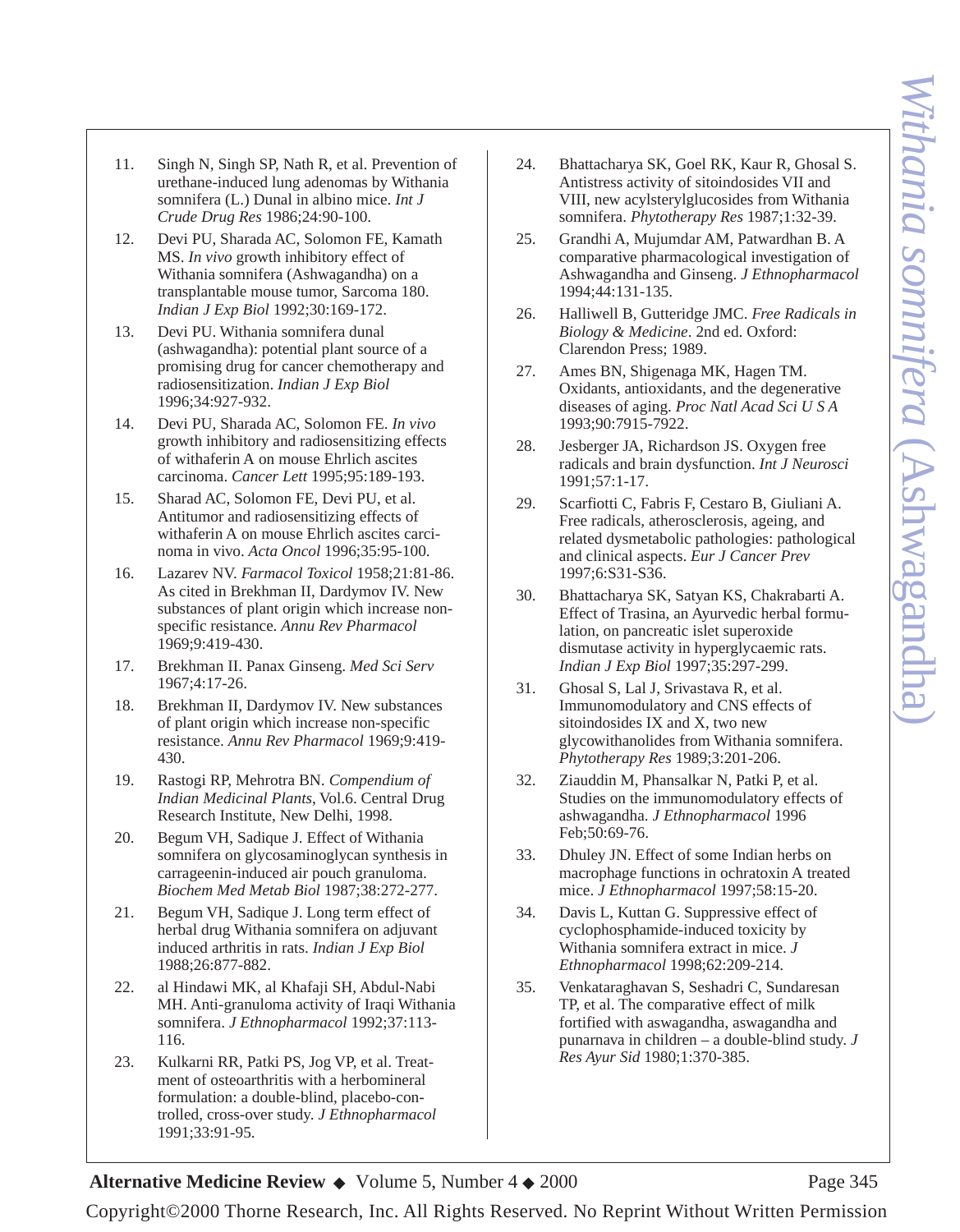11. Singh N, Singh SP, Nath R, et al. Prevention of urethane-induced lung adenomas by Withania somnifera (L.) Dunal in albino mice. *Int J Crude Drug Res* 1986;24:90-100.
12. Devi PU, Sharada AC, Solomon FE, Kamath MS. *In vivo* growth inhibitory effect of Withania somnifera (Ashwagandha) on a transplantable mouse tumor, Sarcoma 180. *Indian J Exp Biol* 1992;30:169-172.
13. Devi PU. Withania somnifera dunal (ashwagandha): potential plant source of a promising drug for cancer chemotherapy and radiosensitization. *Indian J Exp Biol* 1996;34:927-932.
14. Devi PU, Sharada AC, Solomon FE. *In vivo* growth inhibitory and radiosensitizing effects of withaferin A on mouse Ehrlich ascites carcinoma. *Cancer Lett* 1995;95:189-193.
15. Sharad AC, Solomon FE, Devi PU, et al. Antitumor and radiosensitizing effects of withaferin A on mouse Ehrlich ascites carcinoma in vivo. *Acta Oncol* 1996;35:95-100.
16. Lazarev NV. *Farmacol Toxicol* 1958;21:81-86. As cited in Brekhman II, Dardymov IV. New substances of plant origin which increase non-specific resistance. *Annu Rev Pharmacol* 1969;9:419-430.
17. Brekhman II. Panax Ginseng. *Med Sci Serv* 1967;4:17-26.
18. Brekhman II, Dardymov IV. New substances of plant origin which increase non-specific resistance. *Annu Rev Pharmacol* 1969;9:419-430.
19. Rastogi RP, Mehrotra BN. *Compendium of Indian Medicinal Plants*, Vol.6. Central Drug Research Institute, New Delhi, 1998.
20. Begum VH, Sadique J. Effect of Withania somnifera on glycosaminoglycan synthesis in carrageenin-induced air pouch granuloma. *Biochem Med Metab Biol* 1987;38:272-277.
21. Begum VH, Sadique J. Long term effect of herbal drug Withania somnifera on adjuvant induced arthritis in rats. *Indian J Exp Biol* 1988;26:877-882.
22. al Hindawi MK, al Khafaji SH, Abdul-Nabi MH. Anti-granuloma activity of Iraqi Withania somnifera. *J Ethnopharmacol* 1992;37:113-116.
23. Kulkarni RR, Patki PS, Jog VP, et al. Treatment of osteoarthritis with a herbomineral formulation: a double-blind, placebo-controlled, cross-over study. *J Ethnopharmacol* 1991;33:91-95.
24. Bhattacharya SK, Goel RK, Kaur R, Ghosal S. Antistress activity of sitoindosides VII and VIII, new acylsterylglucosides from Withania somnifera. *Phytotherapy Res* 1987;1:32-39.
25. Grandhi A, Mujumdar AM, Patwardhan B. A comparative pharmacological investigation of Ashwagandha and Ginseng. *J Ethnopharmacol* 1994;44:131-135.
26. Halliwell B, Gutteridge JMC. *Free Radicals in Biology & Medicine*. 2nd ed. Oxford: Clarendon Press; 1989.
27. Ames BN, Shigenaga MK, Hagen TM. Oxidants, antioxidants, and the degenerative diseases of aging. *Proc Natl Acad Sci U S A* 1993;90:7915-7922.
28. Jesberger JA, Richardson JS. Oxygen free radicals and brain dysfunction. *Int J Neurosci* 1991;57:1-17.
29. Scarfiotti C, Fabris F, Cestaro B, Giuliani A. Free radicals, atherosclerosis, ageing, and related dysmetabolic pathologies: pathological and clinical aspects. *Eur J Cancer Prev* 1997;6:S31-S36.
30. Bhattacharya SK, Satyan KS, Chakrabarti A. Effect of Trasina, an Ayurvedic herbal formulation, on pancreatic islet superoxide dismutase activity in hyperglycaemic rats. *Indian J Exp Biol* 1997;35:297-299.
31. Ghosal S, Lal J, Srivastava R, et al. Immunomodulatory and CNS effects of sitoindosides IX and X, two new glycowithanolides from Withania somnifera. *Phytotherapy Res* 1989;3:201-206.
32. Ziauddin M, Phansalkar N, Patki P, et al. Studies on the immunomodulatory effects of ashwagandha. *J Ethnopharmacol* 1996 Feb;50:69-76.
33. Dhuley JN. Effect of some Indian herbs on macrophage functions in ochratoxin A treated mice. *J Ethnopharmacol* 1997;58:15-20.
34. Davis L, Kuttan G. Suppressive effect of cyclophosphamide-induced toxicity by Withania somnifera extract in mice. *J Ethnopharmacol* 1998;62:209-214.
35. Venkataraghavan S, Seshadri C, Sundaresan TP, et al. The comparative effect of milk fortified with aswagandha, aswagandha and punarnava in children – a double-blind study. *J Res Ayur Sid* 1980;1:370-385.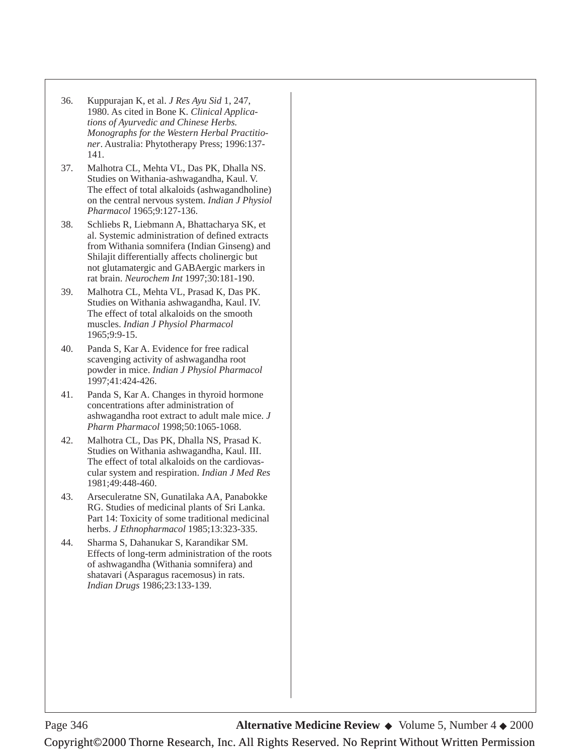36. Kuppurajan K, et al. *J Res Ayu Sid* 1, 247, 1980. As cited in Bone K. *Clinical Applications of Ayurvedic and Chinese Herbs. Monographs for the Western Herbal Practitioner*. Australia: Phytotherapy Press; 1996:137-141.
37. Malhotra CL, Mehta VL, Das PK, Dhalla NS. Studies on Withania-ashwagandha, Kaul. V. The effect of total alkaloids (ashwagandholine) on the central nervous system. *Indian J Physiol Pharmacol* 1965;9:127-136.
38. Schliebs R, Liebmann A, Bhattacharya SK, et al. Systemic administration of defined extracts from Withania somnifera (Indian Ginseng) and Shilajit differentially affects cholinergic but not glutamatergic and GABAergic markers in rat brain. *Neurochem Int* 1997;30:181-190.
39. Malhotra CL, Mehta VL, Prasad K, Das PK. Studies on Withania ashwagandha, Kaul. IV. The effect of total alkaloids on the smooth muscles. *Indian J Physiol Pharmacol* 1965;9:9-15.
40. Panda S, Kar A. Evidence for free radical scavenging activity of ashwagandha root powder in mice. *Indian J Physiol Pharmacol* 1997;41:424-426.
41. Panda S, Kar A. Changes in thyroid hormone concentrations after administration of ashwagandha root extract to adult male mice. *J Pharm Pharmacol* 1998;50:1065-1068.
42. Malhotra CL, Das PK, Dhalla NS, Prasad K. Studies on Withania ashwagandha, Kaul. III. The effect of total alkaloids on the cardiovascular system and respiration. *Indian J Med Res* 1981;49:448-460.
43. Arseculeratne SN, Gunatilaka AA, Panabokke RG. Studies of medicinal plants of Sri Lanka. Part 14: Toxicity of some traditional medicinal herbs. *J Ethnopharmacol* 1985;13:323-335.
44. Sharma S, Dahanukar S, Karandikar SM. Effects of long-term administration of the roots of ashwagandha (Withania somnifera) and shatavari (Asparagus racemosus) in rats. *Indian Drugs* 1986;23:133-139.